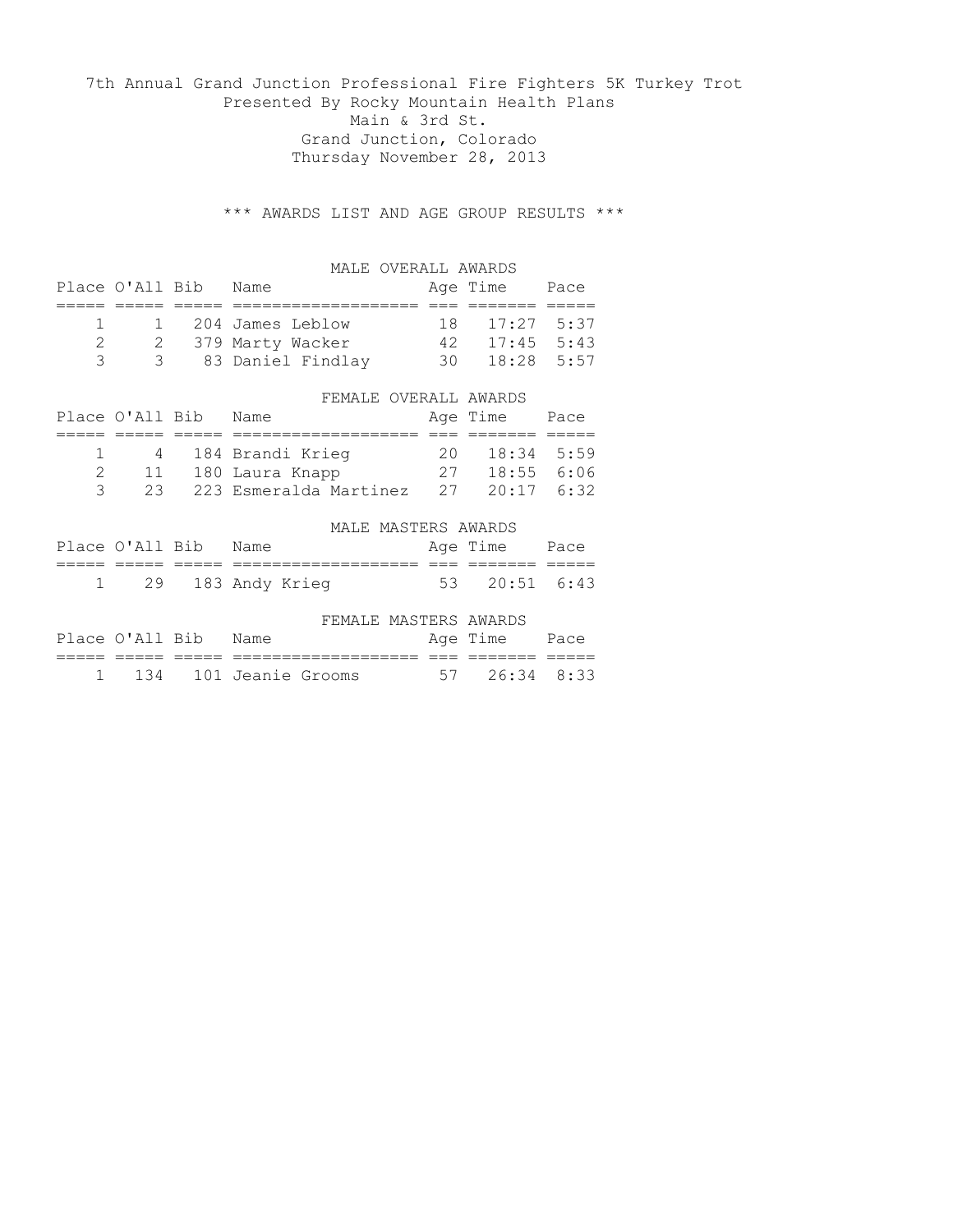# 7th Annual Grand Junction Professional Fire Fighters 5K Turkey Trot

Presented By Rocky Mountain Health Plans
Main & 3rd St.
Grand Junction, Colorado
Thursday November 28, 2013

## *** AWARDS LIST AND AGE GROUP RESULTS ***

### MALE OVERALL AWARDS

| Place | O'All | Bib | Name | Age | Time | Pace |
|---|---|---|---|---|---|---|
| 1 | 1 | 204 | James Leblow | 18 | 17:27 | 5:37 |
| 2 | 2 | 379 | Marty Wacker | 42 | 17:45 | 5:43 |
| 3 | 3 | 83 | Daniel Findlay | 30 | 18:28 | 5:57 |

### FEMALE OVERALL AWARDS

| Place | O'All | Bib | Name | Age | Time | Pace |
|---|---|---|---|---|---|---|
| 1 | 4 | 184 | Brandi Krieg | 20 | 18:34 | 5:59 |
| 2 | 11 | 180 | Laura Knapp | 27 | 18:55 | 6:06 |
| 3 | 23 | 223 | Esmeralda Martinez | 27 | 20:17 | 6:32 |

### MALE MASTERS AWARDS

| Place | O'All | Bib | Name | Age | Time | Pace |
|---|---|---|---|---|---|---|
| 1 | 29 | 183 | Andy Krieg | 53 | 20:51 | 6:43 |

### FEMALE MASTERS AWARDS

| Place | O'All | Bib | Name | Age | Time | Pace |
|---|---|---|---|---|---|---|
| 1 | 134 | 101 | Jeanie Grooms | 57 | 26:34 | 8:33 |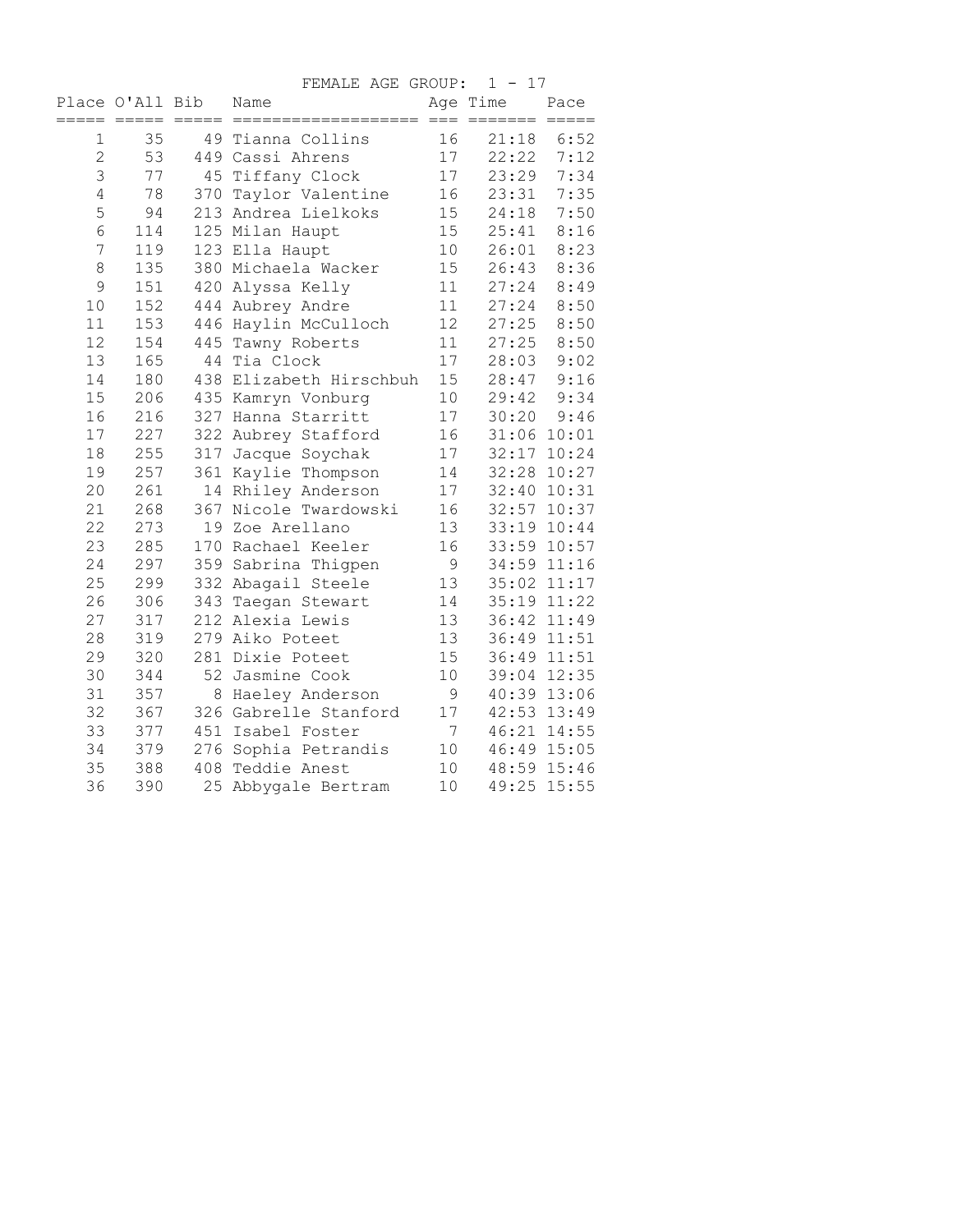FEMALE AGE GROUP: 1 - 17

| Place | O'All | Bib | Name | Age | Time | Pace |
|---|---|---|---|---|---|---|
| 1 | 35 | 49 | Tianna Collins | 16 | 21:18 | 6:52 |
| 2 | 53 | 449 | Cassi Ahrens | 17 | 22:22 | 7:12 |
| 3 | 77 | 45 | Tiffany Clock | 17 | 23:29 | 7:34 |
| 4 | 78 | 370 | Taylor Valentine | 16 | 23:31 | 7:35 |
| 5 | 94 | 213 | Andrea Lielkoks | 15 | 24:18 | 7:50 |
| 6 | 114 | 125 | Milan Haupt | 15 | 25:41 | 8:16 |
| 7 | 119 | 123 | Ella Haupt | 10 | 26:01 | 8:23 |
| 8 | 135 | 380 | Michaela Wacker | 15 | 26:43 | 8:36 |
| 9 | 151 | 420 | Alyssa Kelly | 11 | 27:24 | 8:49 |
| 10 | 152 | 444 | Aubrey Andre | 11 | 27:24 | 8:50 |
| 11 | 153 | 446 | Haylin McCulloch | 12 | 27:25 | 8:50 |
| 12 | 154 | 445 | Tawny Roberts | 11 | 27:25 | 8:50 |
| 13 | 165 | 44 | Tia Clock | 17 | 28:03 | 9:02 |
| 14 | 180 | 438 | Elizabeth Hirschbuh | 15 | 28:47 | 9:16 |
| 15 | 206 | 435 | Kamryn Vonburg | 10 | 29:42 | 9:34 |
| 16 | 216 | 327 | Hanna Starritt | 17 | 30:20 | 9:46 |
| 17 | 227 | 322 | Aubrey Stafford | 16 | 31:06 | 10:01 |
| 18 | 255 | 317 | Jacque Soychak | 17 | 32:17 | 10:24 |
| 19 | 257 | 361 | Kaylie Thompson | 14 | 32:28 | 10:27 |
| 20 | 261 | 14 | Rhiley Anderson | 17 | 32:40 | 10:31 |
| 21 | 268 | 367 | Nicole Twardowski | 16 | 32:57 | 10:37 |
| 22 | 273 | 19 | Zoe Arellano | 13 | 33:19 | 10:44 |
| 23 | 285 | 170 | Rachael Keeler | 16 | 33:59 | 10:57 |
| 24 | 297 | 359 | Sabrina Thigpen | 9 | 34:59 | 11:16 |
| 25 | 299 | 332 | Abagail Steele | 13 | 35:02 | 11:17 |
| 26 | 306 | 343 | Taegan Stewart | 14 | 35:19 | 11:22 |
| 27 | 317 | 212 | Alexia Lewis | 13 | 36:42 | 11:49 |
| 28 | 319 | 279 | Aiko Poteet | 13 | 36:49 | 11:51 |
| 29 | 320 | 281 | Dixie Poteet | 15 | 36:49 | 11:51 |
| 30 | 344 | 52 | Jasmine Cook | 10 | 39:04 | 12:35 |
| 31 | 357 | 8 | Haeley Anderson | 9 | 40:39 | 13:06 |
| 32 | 367 | 326 | Gabrelle Stanford | 17 | 42:53 | 13:49 |
| 33 | 377 | 451 | Isabel Foster | 7 | 46:21 | 14:55 |
| 34 | 379 | 276 | Sophia Petrandis | 10 | 46:49 | 15:05 |
| 35 | 388 | 408 | Teddie Anest | 10 | 48:59 | 15:46 |
| 36 | 390 | 25 | Abbygale Bertram | 10 | 49:25 | 15:55 |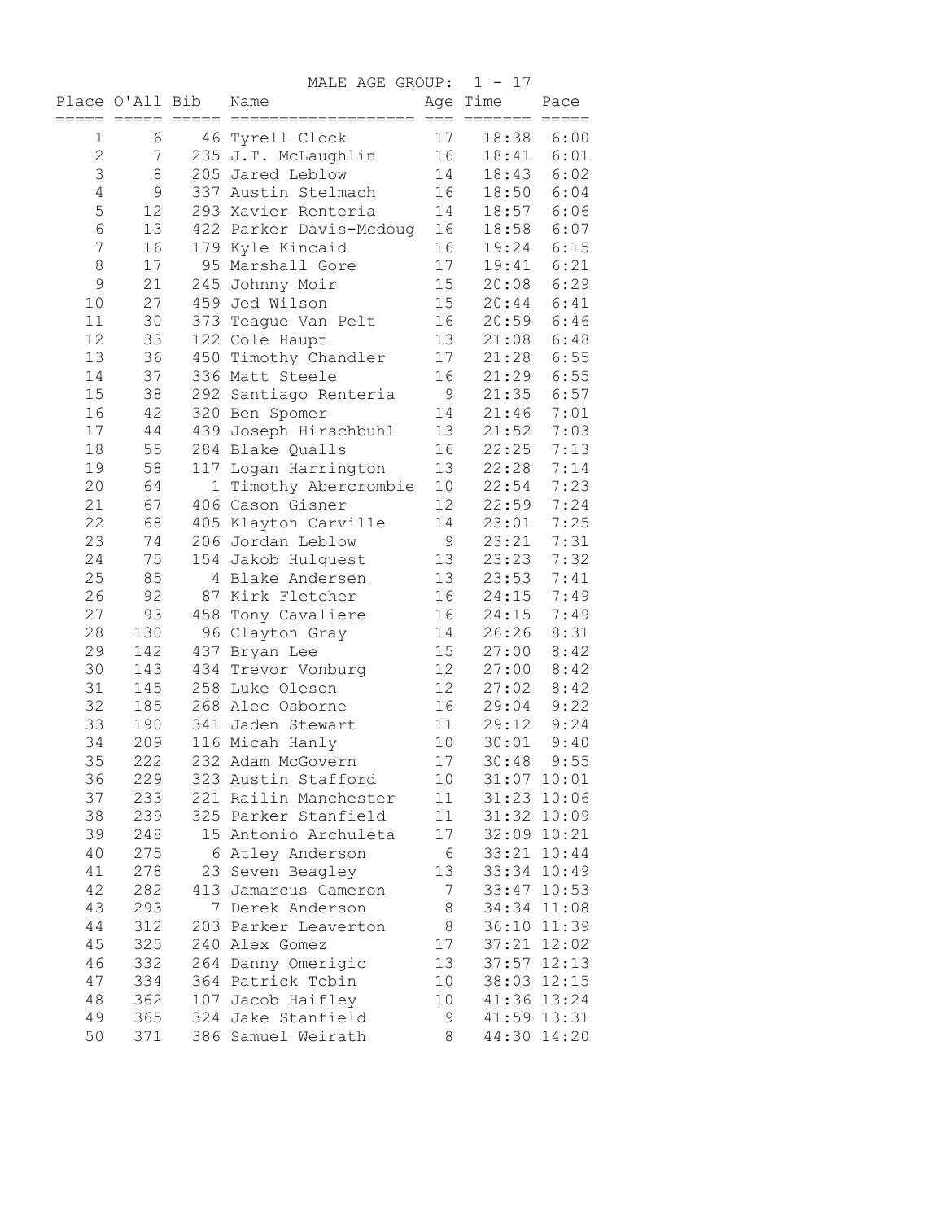MALE AGE GROUP: 1 - 17

| Place | O'All | Bib | Name | Age | Time | Pace |
|---|---|---|---|---|---|---|
| 1 | 6 | 46 | Tyrell Clock | 17 | 18:38 | 6:00 |
| 2 | 7 | 235 | J.T. McLaughlin | 16 | 18:41 | 6:01 |
| 3 | 8 | 205 | Jared Leblow | 14 | 18:43 | 6:02 |
| 4 | 9 | 337 | Austin Stelmach | 16 | 18:50 | 6:04 |
| 5 | 12 | 293 | Xavier Renteria | 14 | 18:57 | 6:06 |
| 6 | 13 | 422 | Parker Davis-Mcdoug | 16 | 18:58 | 6:07 |
| 7 | 16 | 179 | Kyle Kincaid | 16 | 19:24 | 6:15 |
| 8 | 17 | 95 | Marshall Gore | 17 | 19:41 | 6:21 |
| 9 | 21 | 245 | Johnny Moir | 15 | 20:08 | 6:29 |
| 10 | 27 | 459 | Jed Wilson | 15 | 20:44 | 6:41 |
| 11 | 30 | 373 | Teague Van Pelt | 16 | 20:59 | 6:46 |
| 12 | 33 | 122 | Cole Haupt | 13 | 21:08 | 6:48 |
| 13 | 36 | 450 | Timothy Chandler | 17 | 21:28 | 6:55 |
| 14 | 37 | 336 | Matt Steele | 16 | 21:29 | 6:55 |
| 15 | 38 | 292 | Santiago Renteria | 9 | 21:35 | 6:57 |
| 16 | 42 | 320 | Ben Spomer | 14 | 21:46 | 7:01 |
| 17 | 44 | 439 | Joseph Hirschbuhl | 13 | 21:52 | 7:03 |
| 18 | 55 | 284 | Blake Qualls | 16 | 22:25 | 7:13 |
| 19 | 58 | 117 | Logan Harrington | 13 | 22:28 | 7:14 |
| 20 | 64 | 1 | Timothy Abercrombie | 10 | 22:54 | 7:23 |
| 21 | 67 | 406 | Cason Gisner | 12 | 22:59 | 7:24 |
| 22 | 68 | 405 | Klayton Carville | 14 | 23:01 | 7:25 |
| 23 | 74 | 206 | Jordan Leblow | 9 | 23:21 | 7:31 |
| 24 | 75 | 154 | Jakob Hulquest | 13 | 23:23 | 7:32 |
| 25 | 85 | 4 | Blake Andersen | 13 | 23:53 | 7:41 |
| 26 | 92 | 87 | Kirk Fletcher | 16 | 24:15 | 7:49 |
| 27 | 93 | 458 | Tony Cavaliere | 16 | 24:15 | 7:49 |
| 28 | 130 | 96 | Clayton Gray | 14 | 26:26 | 8:31 |
| 29 | 142 | 437 | Bryan Lee | 15 | 27:00 | 8:42 |
| 30 | 143 | 434 | Trevor Vonburg | 12 | 27:00 | 8:42 |
| 31 | 145 | 258 | Luke Oleson | 12 | 27:02 | 8:42 |
| 32 | 185 | 268 | Alec Osborne | 16 | 29:04 | 9:22 |
| 33 | 190 | 341 | Jaden Stewart | 11 | 29:12 | 9:24 |
| 34 | 209 | 116 | Micah Hanly | 10 | 30:01 | 9:40 |
| 35 | 222 | 232 | Adam McGovern | 17 | 30:48 | 9:55 |
| 36 | 229 | 323 | Austin Stafford | 10 | 31:07 | 10:01 |
| 37 | 233 | 221 | Railin Manchester | 11 | 31:23 | 10:06 |
| 38 | 239 | 325 | Parker Stanfield | 11 | 31:32 | 10:09 |
| 39 | 248 | 15 | Antonio Archuleta | 17 | 32:09 | 10:21 |
| 40 | 275 | 6 | Atley Anderson | 6 | 33:21 | 10:44 |
| 41 | 278 | 23 | Seven Beagley | 13 | 33:34 | 10:49 |
| 42 | 282 | 413 | Jamarcus Cameron | 7 | 33:47 | 10:53 |
| 43 | 293 | 7 | Derek Anderson | 8 | 34:34 | 11:08 |
| 44 | 312 | 203 | Parker Leaverton | 8 | 36:10 | 11:39 |
| 45 | 325 | 240 | Alex Gomez | 17 | 37:21 | 12:02 |
| 46 | 332 | 264 | Danny Omerigic | 13 | 37:57 | 12:13 |
| 47 | 334 | 364 | Patrick Tobin | 10 | 38:03 | 12:15 |
| 48 | 362 | 107 | Jacob Haifley | 10 | 41:36 | 13:24 |
| 49 | 365 | 324 | Jake Stanfield | 9 | 41:59 | 13:31 |
| 50 | 371 | 386 | Samuel Weirath | 8 | 44:30 | 14:20 |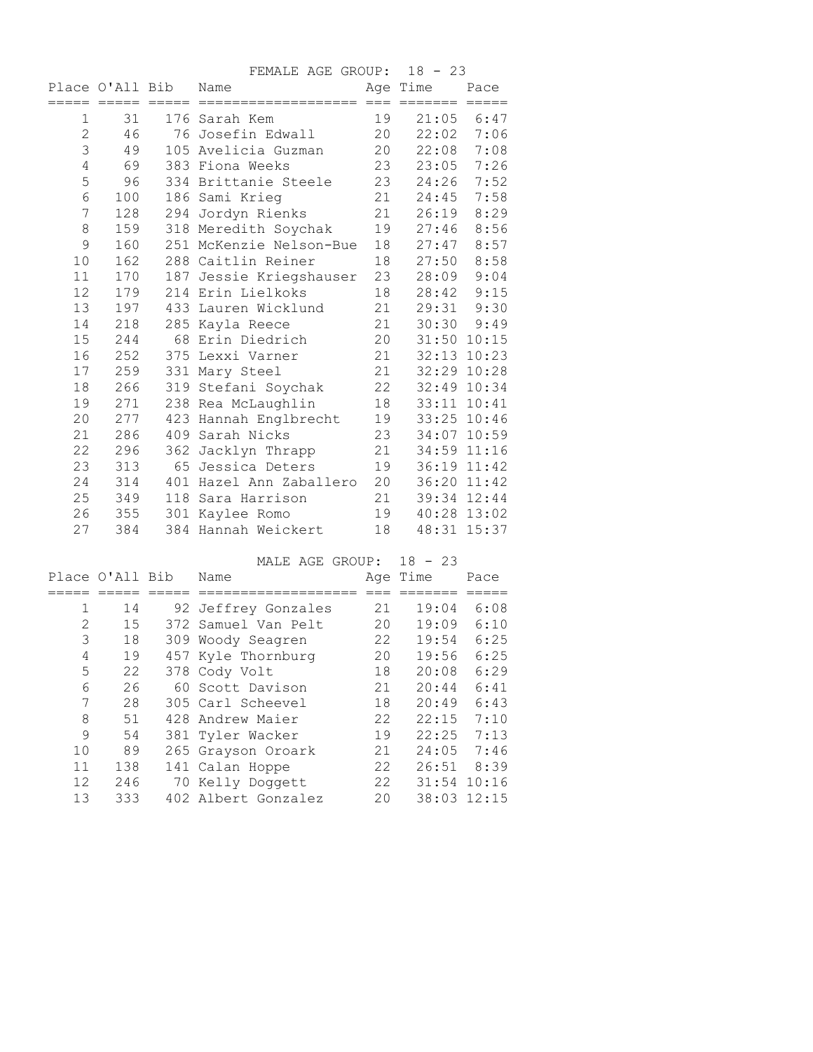## FEMALE AGE GROUP: 18 - 23

| Place | O'All | Bib | Name | Age | Time | Pace |
|---|---|---|---|---|---|---|
| 1 | 31 | 176 | Sarah Kem | 19 | 21:05 | 6:47 |
| 2 | 46 | 76 | Josefin Edwall | 20 | 22:02 | 7:06 |
| 3 | 49 | 105 | Avelicia Guzman | 20 | 22:08 | 7:08 |
| 4 | 69 | 383 | Fiona Weeks | 23 | 23:05 | 7:26 |
| 5 | 96 | 334 | Brittanie Steele | 23 | 24:26 | 7:52 |
| 6 | 100 | 186 | Sami Krieg | 21 | 24:45 | 7:58 |
| 7 | 128 | 294 | Jordyn Rienks | 21 | 26:19 | 8:29 |
| 8 | 159 | 318 | Meredith Soychak | 19 | 27:46 | 8:56 |
| 9 | 160 | 251 | McKenzie Nelson-Bue | 18 | 27:47 | 8:57 |
| 10 | 162 | 288 | Caitlin Reiner | 18 | 27:50 | 8:58 |
| 11 | 170 | 187 | Jessie Kriegshauser | 23 | 28:09 | 9:04 |
| 12 | 179 | 214 | Erin Lielkoks | 18 | 28:42 | 9:15 |
| 13 | 197 | 433 | Lauren Wicklund | 21 | 29:31 | 9:30 |
| 14 | 218 | 285 | Kayla Reece | 21 | 30:30 | 9:49 |
| 15 | 244 | 68 | Erin Diedrich | 20 | 31:50 | 10:15 |
| 16 | 252 | 375 | Lexxi Varner | 21 | 32:13 | 10:23 |
| 17 | 259 | 331 | Mary Steel | 21 | 32:29 | 10:28 |
| 18 | 266 | 319 | Stefani Soychak | 22 | 32:49 | 10:34 |
| 19 | 271 | 238 | Rea McLaughlin | 18 | 33:11 | 10:41 |
| 20 | 277 | 423 | Hannah Englbrecht | 19 | 33:25 | 10:46 |
| 21 | 286 | 409 | Sarah Nicks | 23 | 34:07 | 10:59 |
| 22 | 296 | 362 | Jacklyn Thrapp | 21 | 34:59 | 11:16 |
| 23 | 313 | 65 | Jessica Deters | 19 | 36:19 | 11:42 |
| 24 | 314 | 401 | Hazel Ann Zaballero | 20 | 36:20 | 11:42 |
| 25 | 349 | 118 | Sara Harrison | 21 | 39:34 | 12:44 |
| 26 | 355 | 301 | Kaylee Romo | 19 | 40:28 | 13:02 |
| 27 | 384 | 384 | Hannah Weickert | 18 | 48:31 | 15:37 |

## MALE AGE GROUP: 18 - 23

| Place | O'All | Bib | Name | Age | Time | Pace |
|---|---|---|---|---|---|---|
| 1 | 14 | 92 | Jeffrey Gonzales | 21 | 19:04 | 6:08 |
| 2 | 15 | 372 | Samuel Van Pelt | 20 | 19:09 | 6:10 |
| 3 | 18 | 309 | Woody Seagren | 22 | 19:54 | 6:25 |
| 4 | 19 | 457 | Kyle Thornburg | 20 | 19:56 | 6:25 |
| 5 | 22 | 378 | Cody Volt | 18 | 20:08 | 6:29 |
| 6 | 26 | 60 | Scott Davison | 21 | 20:44 | 6:41 |
| 7 | 28 | 305 | Carl Scheevel | 18 | 20:49 | 6:43 |
| 8 | 51 | 428 | Andrew Maier | 22 | 22:15 | 7:10 |
| 9 | 54 | 381 | Tyler Wacker | 19 | 22:25 | 7:13 |
| 10 | 89 | 265 | Grayson Oroark | 21 | 24:05 | 7:46 |
| 11 | 138 | 141 | Calan Hoppe | 22 | 26:51 | 8:39 |
| 12 | 246 | 70 | Kelly Doggett | 22 | 31:54 | 10:16 |
| 13 | 333 | 402 | Albert Gonzalez | 20 | 38:03 | 12:15 |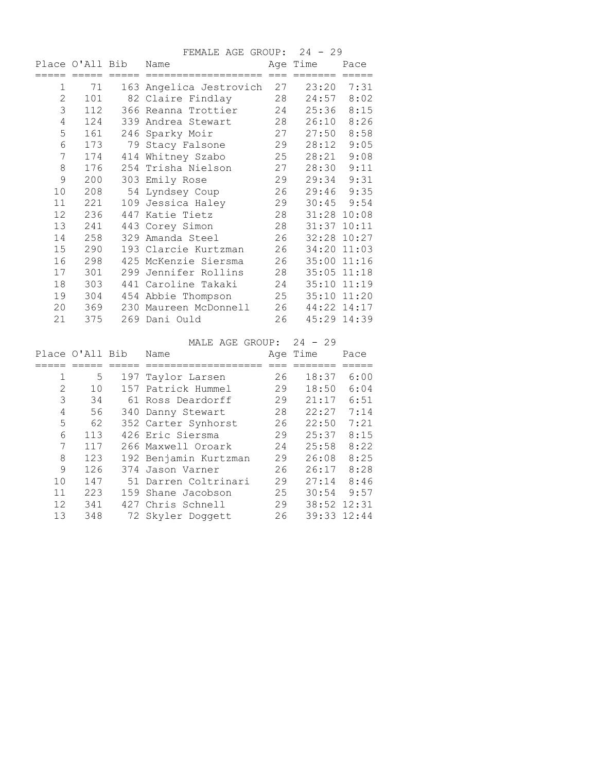## FEMALE AGE GROUP: 24 - 29

| Place | O'All | Bib | Name | Age | Time | Pace |
|---|---|---|---|---|---|---|
| 1 | 71 | 163 | Angelica Jestrovich | 27 | 23:20 | 7:31 |
| 2 | 101 | 82 | Claire Findlay | 28 | 24:57 | 8:02 |
| 3 | 112 | 366 | Reanna Trottier | 24 | 25:36 | 8:15 |
| 4 | 124 | 339 | Andrea Stewart | 28 | 26:10 | 8:26 |
| 5 | 161 | 246 | Sparky Moir | 27 | 27:50 | 8:58 |
| 6 | 173 | 79 | Stacy Falsone | 29 | 28:12 | 9:05 |
| 7 | 174 | 414 | Whitney Szabo | 25 | 28:21 | 9:08 |
| 8 | 176 | 254 | Trisha Nielson | 27 | 28:30 | 9:11 |
| 9 | 200 | 303 | Emily Rose | 29 | 29:34 | 9:31 |
| 10 | 208 | 54 | Lyndsey Coup | 26 | 29:46 | 9:35 |
| 11 | 221 | 109 | Jessica Haley | 29 | 30:45 | 9:54 |
| 12 | 236 | 447 | Katie Tietz | 28 | 31:28 | 10:08 |
| 13 | 241 | 443 | Corey Simon | 28 | 31:37 | 10:11 |
| 14 | 258 | 329 | Amanda Steel | 26 | 32:28 | 10:27 |
| 15 | 290 | 193 | Clarcie Kurtzman | 26 | 34:20 | 11:03 |
| 16 | 298 | 425 | McKenzie Siersma | 26 | 35:00 | 11:16 |
| 17 | 301 | 299 | Jennifer Rollins | 28 | 35:05 | 11:18 |
| 18 | 303 | 441 | Caroline Takaki | 24 | 35:10 | 11:19 |
| 19 | 304 | 454 | Abbie Thompson | 25 | 35:10 | 11:20 |
| 20 | 369 | 230 | Maureen McDonnell | 26 | 44:22 | 14:17 |
| 21 | 375 | 269 | Dani Ould | 26 | 45:29 | 14:39 |

## MALE AGE GROUP: 24 - 29

| Place | O'All | Bib | Name | Age | Time | Pace |
|---|---|---|---|---|---|---|
| 1 | 5 | 197 | Taylor Larsen | 26 | 18:37 | 6:00 |
| 2 | 10 | 157 | Patrick Hummel | 29 | 18:50 | 6:04 |
| 3 | 34 | 61 | Ross Deardorff | 29 | 21:17 | 6:51 |
| 4 | 56 | 340 | Danny Stewart | 28 | 22:27 | 7:14 |
| 5 | 62 | 352 | Carter Synhorst | 26 | 22:50 | 7:21 |
| 6 | 113 | 426 | Eric Siersma | 29 | 25:37 | 8:15 |
| 7 | 117 | 266 | Maxwell Oroark | 24 | 25:58 | 8:22 |
| 8 | 123 | 192 | Benjamin Kurtzman | 29 | 26:08 | 8:25 |
| 9 | 126 | 374 | Jason Varner | 26 | 26:17 | 8:28 |
| 10 | 147 | 51 | Darren Coltrinari | 29 | 27:14 | 8:46 |
| 11 | 223 | 159 | Shane Jacobson | 25 | 30:54 | 9:57 |
| 12 | 341 | 427 | Chris Schnell | 29 | 38:52 | 12:31 |
| 13 | 348 | 72 | Skyler Doggett | 26 | 39:33 | 12:44 |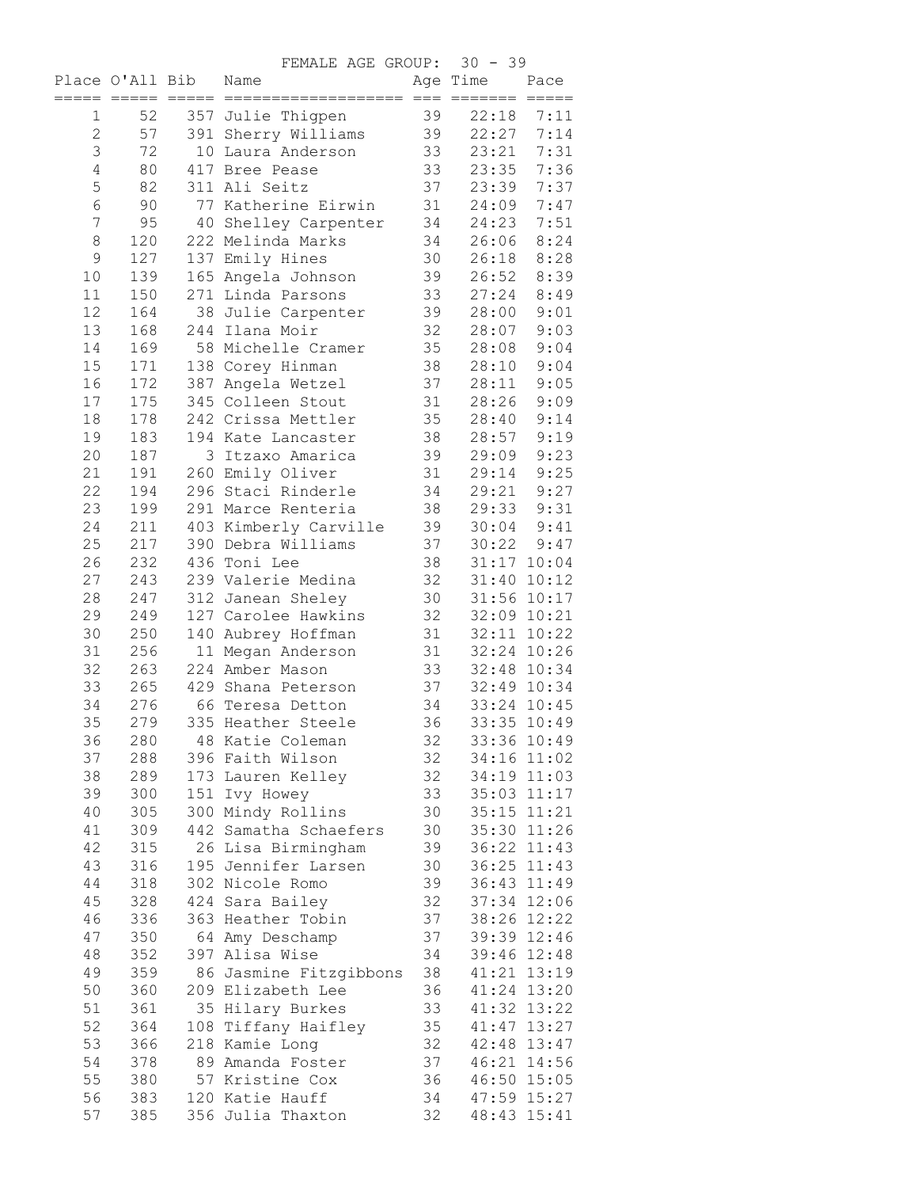FEMALE AGE GROUP: 30 - 39

| Place | O'All | Bib | Name | Age | Time | Pace |
|---|---|---|---|---|---|---|
| 1 | 52 | 357 | Julie Thigpen | 39 | 22:18 | 7:11 |
| 2 | 57 | 391 | Sherry Williams | 39 | 22:27 | 7:14 |
| 3 | 72 | 10 | Laura Anderson | 33 | 23:21 | 7:31 |
| 4 | 80 | 417 | Bree Pease | 33 | 23:35 | 7:36 |
| 5 | 82 | 311 | Ali Seitz | 37 | 23:39 | 7:37 |
| 6 | 90 | 77 | Katherine Eirwin | 31 | 24:09 | 7:47 |
| 7 | 95 | 40 | Shelley Carpenter | 34 | 24:23 | 7:51 |
| 8 | 120 | 222 | Melinda Marks | 34 | 26:06 | 8:24 |
| 9 | 127 | 137 | Emily Hines | 30 | 26:18 | 8:28 |
| 10 | 139 | 165 | Angela Johnson | 39 | 26:52 | 8:39 |
| 11 | 150 | 271 | Linda Parsons | 33 | 27:24 | 8:49 |
| 12 | 164 | 38 | Julie Carpenter | 39 | 28:00 | 9:01 |
| 13 | 168 | 244 | Ilana Moir | 32 | 28:07 | 9:03 |
| 14 | 169 | 58 | Michelle Cramer | 35 | 28:08 | 9:04 |
| 15 | 171 | 138 | Corey Hinman | 38 | 28:10 | 9:04 |
| 16 | 172 | 387 | Angela Wetzel | 37 | 28:11 | 9:05 |
| 17 | 175 | 345 | Colleen Stout | 31 | 28:26 | 9:09 |
| 18 | 178 | 242 | Crissa Mettler | 35 | 28:40 | 9:14 |
| 19 | 183 | 194 | Kate Lancaster | 38 | 28:57 | 9:19 |
| 20 | 187 | 3 | Itzaxo Amarica | 39 | 29:09 | 9:23 |
| 21 | 191 | 260 | Emily Oliver | 31 | 29:14 | 9:25 |
| 22 | 194 | 296 | Staci Rinderle | 34 | 29:21 | 9:27 |
| 23 | 199 | 291 | Marce Renteria | 38 | 29:33 | 9:31 |
| 24 | 211 | 403 | Kimberly Carville | 39 | 30:04 | 9:41 |
| 25 | 217 | 390 | Debra Williams | 37 | 30:22 | 9:47 |
| 26 | 232 | 436 | Toni Lee | 38 | 31:17 | 10:04 |
| 27 | 243 | 239 | Valerie Medina | 32 | 31:40 | 10:12 |
| 28 | 247 | 312 | Janean Sheley | 30 | 31:56 | 10:17 |
| 29 | 249 | 127 | Carolee Hawkins | 32 | 32:09 | 10:21 |
| 30 | 250 | 140 | Aubrey Hoffman | 31 | 32:11 | 10:22 |
| 31 | 256 | 11 | Megan Anderson | 31 | 32:24 | 10:26 |
| 32 | 263 | 224 | Amber Mason | 33 | 32:48 | 10:34 |
| 33 | 265 | 429 | Shana Peterson | 37 | 32:49 | 10:34 |
| 34 | 276 | 66 | Teresa Detton | 34 | 33:24 | 10:45 |
| 35 | 279 | 335 | Heather Steele | 36 | 33:35 | 10:49 |
| 36 | 280 | 48 | Katie Coleman | 32 | 33:36 | 10:49 |
| 37 | 288 | 396 | Faith Wilson | 32 | 34:16 | 11:02 |
| 38 | 289 | 173 | Lauren Kelley | 32 | 34:19 | 11:03 |
| 39 | 300 | 151 | Ivy Howey | 33 | 35:03 | 11:17 |
| 40 | 305 | 300 | Mindy Rollins | 30 | 35:15 | 11:21 |
| 41 | 309 | 442 | Samatha Schaefers | 30 | 35:30 | 11:26 |
| 42 | 315 | 26 | Lisa Birmingham | 39 | 36:22 | 11:43 |
| 43 | 316 | 195 | Jennifer Larsen | 30 | 36:25 | 11:43 |
| 44 | 318 | 302 | Nicole Romo | 39 | 36:43 | 11:49 |
| 45 | 328 | 424 | Sara Bailey | 32 | 37:34 | 12:06 |
| 46 | 336 | 363 | Heather Tobin | 37 | 38:26 | 12:22 |
| 47 | 350 | 64 | Amy Deschamp | 37 | 39:39 | 12:46 |
| 48 | 352 | 397 | Alisa Wise | 34 | 39:46 | 12:48 |
| 49 | 359 | 86 | Jasmine Fitzgibbons | 38 | 41:21 | 13:19 |
| 50 | 360 | 209 | Elizabeth Lee | 36 | 41:24 | 13:20 |
| 51 | 361 | 35 | Hilary Burkes | 33 | 41:32 | 13:22 |
| 52 | 364 | 108 | Tiffany Haifley | 35 | 41:47 | 13:27 |
| 53 | 366 | 218 | Kamie Long | 32 | 42:48 | 13:47 |
| 54 | 378 | 89 | Amanda Foster | 37 | 46:21 | 14:56 |
| 55 | 380 | 57 | Kristine Cox | 36 | 46:50 | 15:05 |
| 56 | 383 | 120 | Katie Hauff | 34 | 47:59 | 15:27 |
| 57 | 385 | 356 | Julia Thaxton | 32 | 48:43 | 15:41 |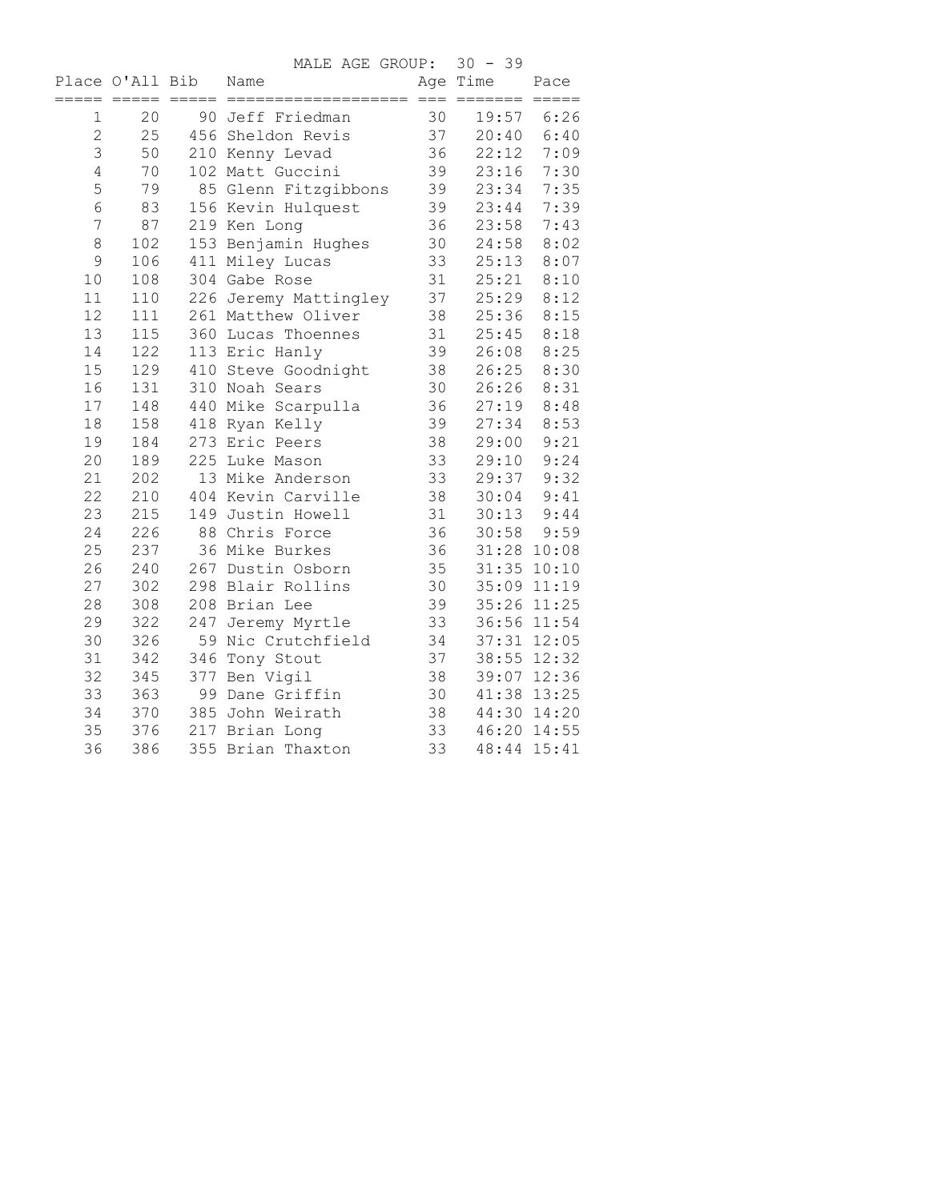## MALE AGE GROUP: 30 - 39

| Place | O'All | Bib | Name | Age | Time | Pace |
|---|---|---|---|---|---|---|
| 1 | 20 | 90 | Jeff Friedman | 30 | 19:57 | 6:26 |
| 2 | 25 | 456 | Sheldon Revis | 37 | 20:40 | 6:40 |
| 3 | 50 | 210 | Kenny Levad | 36 | 22:12 | 7:09 |
| 4 | 70 | 102 | Matt Guccini | 39 | 23:16 | 7:30 |
| 5 | 79 | 85 | Glenn Fitzgibbons | 39 | 23:34 | 7:35 |
| 6 | 83 | 156 | Kevin Hulquest | 39 | 23:44 | 7:39 |
| 7 | 87 | 219 | Ken Long | 36 | 23:58 | 7:43 |
| 8 | 102 | 153 | Benjamin Hughes | 30 | 24:58 | 8:02 |
| 9 | 106 | 411 | Miley Lucas | 33 | 25:13 | 8:07 |
| 10 | 108 | 304 | Gabe Rose | 31 | 25:21 | 8:10 |
| 11 | 110 | 226 | Jeremy Mattingley | 37 | 25:29 | 8:12 |
| 12 | 111 | 261 | Matthew Oliver | 38 | 25:36 | 8:15 |
| 13 | 115 | 360 | Lucas Thoennes | 31 | 25:45 | 8:18 |
| 14 | 122 | 113 | Eric Hanly | 39 | 26:08 | 8:25 |
| 15 | 129 | 410 | Steve Goodnight | 38 | 26:25 | 8:30 |
| 16 | 131 | 310 | Noah Sears | 30 | 26:26 | 8:31 |
| 17 | 148 | 440 | Mike Scarpulla | 36 | 27:19 | 8:48 |
| 18 | 158 | 418 | Ryan Kelly | 39 | 27:34 | 8:53 |
| 19 | 184 | 273 | Eric Peers | 38 | 29:00 | 9:21 |
| 20 | 189 | 225 | Luke Mason | 33 | 29:10 | 9:24 |
| 21 | 202 | 13 | Mike Anderson | 33 | 29:37 | 9:32 |
| 22 | 210 | 404 | Kevin Carville | 38 | 30:04 | 9:41 |
| 23 | 215 | 149 | Justin Howell | 31 | 30:13 | 9:44 |
| 24 | 226 | 88 | Chris Force | 36 | 30:58 | 9:59 |
| 25 | 237 | 36 | Mike Burkes | 36 | 31:28 | 10:08 |
| 26 | 240 | 267 | Dustin Osborn | 35 | 31:35 | 10:10 |
| 27 | 302 | 298 | Blair Rollins | 30 | 35:09 | 11:19 |
| 28 | 308 | 208 | Brian Lee | 39 | 35:26 | 11:25 |
| 29 | 322 | 247 | Jeremy Myrtle | 33 | 36:56 | 11:54 |
| 30 | 326 | 59 | Nic Crutchfield | 34 | 37:31 | 12:05 |
| 31 | 342 | 346 | Tony Stout | 37 | 38:55 | 12:32 |
| 32 | 345 | 377 | Ben Vigil | 38 | 39:07 | 12:36 |
| 33 | 363 | 99 | Dane Griffin | 30 | 41:38 | 13:25 |
| 34 | 370 | 385 | John Weirath | 38 | 44:30 | 14:20 |
| 35 | 376 | 217 | Brian Long | 33 | 46:20 | 14:55 |
| 36 | 386 | 355 | Brian Thaxton | 33 | 48:44 | 15:41 |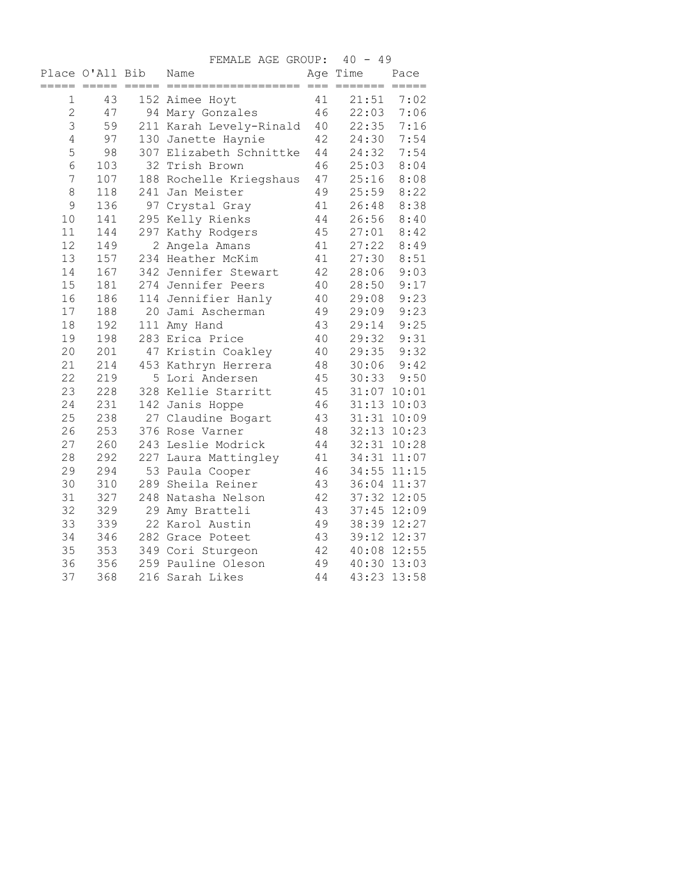## FEMALE AGE GROUP: 40 - 49

| Place | O'All | Bib | Name | Age | Time | Pace |
|---|---|---|---|---|---|---|
| 1 | 43 | 152 | Aimee Hoyt | 41 | 21:51 | 7:02 |
| 2 | 47 | 94 | Mary Gonzales | 46 | 22:03 | 7:06 |
| 3 | 59 | 211 | Karah Levely-Rinald | 40 | 22:35 | 7:16 |
| 4 | 97 | 130 | Janette Haynie | 42 | 24:30 | 7:54 |
| 5 | 98 | 307 | Elizabeth Schnittke | 44 | 24:32 | 7:54 |
| 6 | 103 | 32 | Trish Brown | 46 | 25:03 | 8:04 |
| 7 | 107 | 188 | Rochelle Kriegshaus | 47 | 25:16 | 8:08 |
| 8 | 118 | 241 | Jan Meister | 49 | 25:59 | 8:22 |
| 9 | 136 | 97 | Crystal Gray | 41 | 26:48 | 8:38 |
| 10 | 141 | 295 | Kelly Rienks | 44 | 26:56 | 8:40 |
| 11 | 144 | 297 | Kathy Rodgers | 45 | 27:01 | 8:42 |
| 12 | 149 | 2 | Angela Amans | 41 | 27:22 | 8:49 |
| 13 | 157 | 234 | Heather McKim | 41 | 27:30 | 8:51 |
| 14 | 167 | 342 | Jennifer Stewart | 42 | 28:06 | 9:03 |
| 15 | 181 | 274 | Jennifer Peers | 40 | 28:50 | 9:17 |
| 16 | 186 | 114 | Jennifier Hanly | 40 | 29:08 | 9:23 |
| 17 | 188 | 20 | Jami Ascherman | 49 | 29:09 | 9:23 |
| 18 | 192 | 111 | Amy Hand | 43 | 29:14 | 9:25 |
| 19 | 198 | 283 | Erica Price | 40 | 29:32 | 9:31 |
| 20 | 201 | 47 | Kristin Coakley | 40 | 29:35 | 9:32 |
| 21 | 214 | 453 | Kathryn Herrera | 48 | 30:06 | 9:42 |
| 22 | 219 | 5 | Lori Andersen | 45 | 30:33 | 9:50 |
| 23 | 228 | 328 | Kellie Starritt | 45 | 31:07 | 10:01 |
| 24 | 231 | 142 | Janis Hoppe | 46 | 31:13 | 10:03 |
| 25 | 238 | 27 | Claudine Bogart | 43 | 31:31 | 10:09 |
| 26 | 253 | 376 | Rose Varner | 48 | 32:13 | 10:23 |
| 27 | 260 | 243 | Leslie Modrick | 44 | 32:31 | 10:28 |
| 28 | 292 | 227 | Laura Mattingley | 41 | 34:31 | 11:07 |
| 29 | 294 | 53 | Paula Cooper | 46 | 34:55 | 11:15 |
| 30 | 310 | 289 | Sheila Reiner | 43 | 36:04 | 11:37 |
| 31 | 327 | 248 | Natasha Nelson | 42 | 37:32 | 12:05 |
| 32 | 329 | 29 | Amy Bratteli | 43 | 37:45 | 12:09 |
| 33 | 339 | 22 | Karol Austin | 49 | 38:39 | 12:27 |
| 34 | 346 | 282 | Grace Poteet | 43 | 39:12 | 12:37 |
| 35 | 353 | 349 | Cori Sturgeon | 42 | 40:08 | 12:55 |
| 36 | 356 | 259 | Pauline Oleson | 49 | 40:30 | 13:03 |
| 37 | 368 | 216 | Sarah Likes | 44 | 43:23 | 13:58 |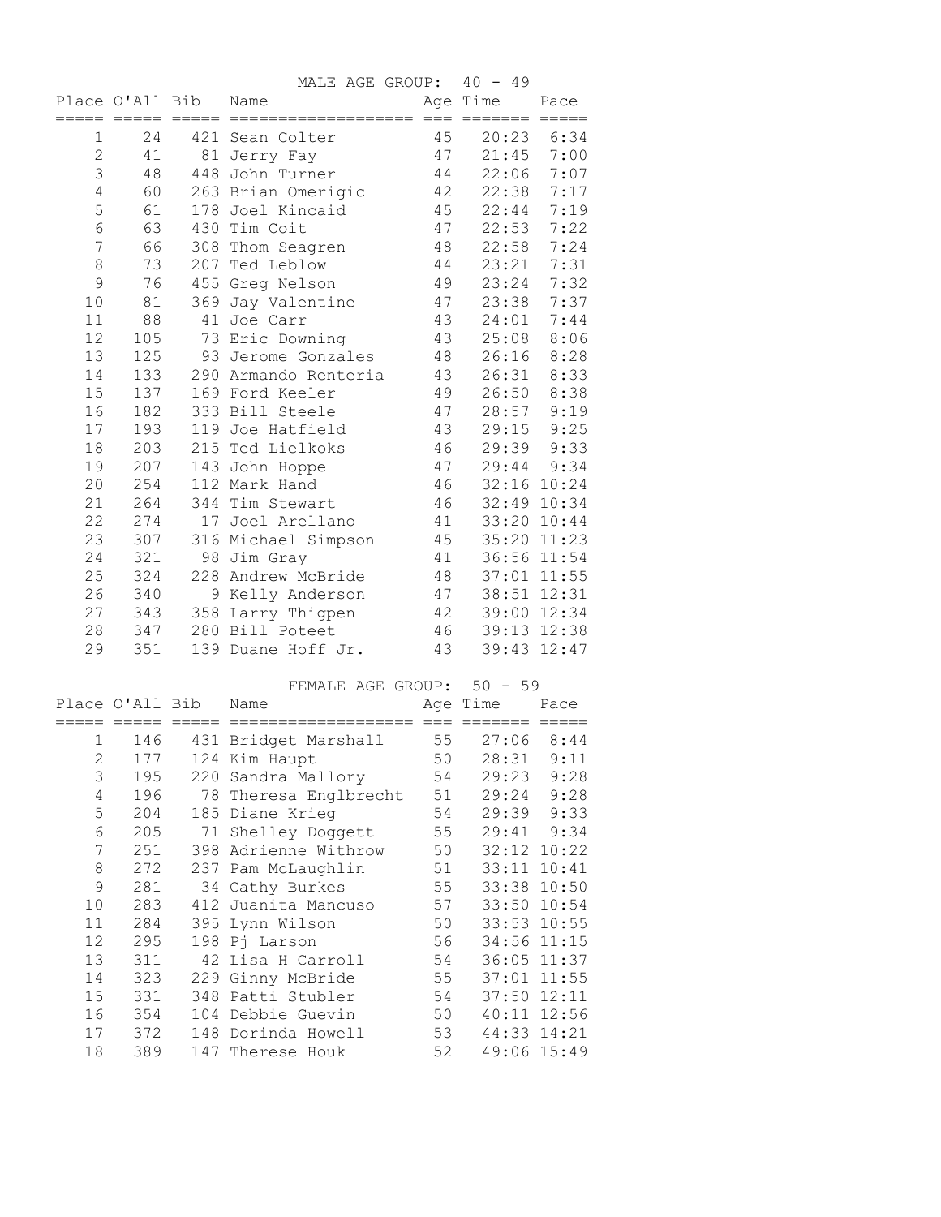## MALE AGE GROUP: 40 - 49

| Place | O'All | Bib | Name | Age | Time | Pace |
|---|---|---|---|---|---|---|
| 1 | 24 | 421 | Sean Colter | 45 | 20:23 | 6:34 |
| 2 | 41 | 81 | Jerry Fay | 47 | 21:45 | 7:00 |
| 3 | 48 | 448 | John Turner | 44 | 22:06 | 7:07 |
| 4 | 60 | 263 | Brian Omerigic | 42 | 22:38 | 7:17 |
| 5 | 61 | 178 | Joel Kincaid | 45 | 22:44 | 7:19 |
| 6 | 63 | 430 | Tim Coit | 47 | 22:53 | 7:22 |
| 7 | 66 | 308 | Thom Seagren | 48 | 22:58 | 7:24 |
| 8 | 73 | 207 | Ted Leblow | 44 | 23:21 | 7:31 |
| 9 | 76 | 455 | Greg Nelson | 49 | 23:24 | 7:32 |
| 10 | 81 | 369 | Jay Valentine | 47 | 23:38 | 7:37 |
| 11 | 88 | 41 | Joe Carr | 43 | 24:01 | 7:44 |
| 12 | 105 | 73 | Eric Downing | 43 | 25:08 | 8:06 |
| 13 | 125 | 93 | Jerome Gonzales | 48 | 26:16 | 8:28 |
| 14 | 133 | 290 | Armando Renteria | 43 | 26:31 | 8:33 |
| 15 | 137 | 169 | Ford Keeler | 49 | 26:50 | 8:38 |
| 16 | 182 | 333 | Bill Steele | 47 | 28:57 | 9:19 |
| 17 | 193 | 119 | Joe Hatfield | 43 | 29:15 | 9:25 |
| 18 | 203 | 215 | Ted Lielkoks | 46 | 29:39 | 9:33 |
| 19 | 207 | 143 | John Hoppe | 47 | 29:44 | 9:34 |
| 20 | 254 | 112 | Mark Hand | 46 | 32:16 | 10:24 |
| 21 | 264 | 344 | Tim Stewart | 46 | 32:49 | 10:34 |
| 22 | 274 | 17 | Joel Arellano | 41 | 33:20 | 10:44 |
| 23 | 307 | 316 | Michael Simpson | 45 | 35:20 | 11:23 |
| 24 | 321 | 98 | Jim Gray | 41 | 36:56 | 11:54 |
| 25 | 324 | 228 | Andrew McBride | 48 | 37:01 | 11:55 |
| 26 | 340 | 9 | Kelly Anderson | 47 | 38:51 | 12:31 |
| 27 | 343 | 358 | Larry Thigpen | 42 | 39:00 | 12:34 |
| 28 | 347 | 280 | Bill Poteet | 46 | 39:13 | 12:38 |
| 29 | 351 | 139 | Duane Hoff Jr. | 43 | 39:43 | 12:47 |

## FEMALE AGE GROUP: 50 - 59

| Place | O'All | Bib | Name | Age | Time | Pace |
|---|---|---|---|---|---|---|
| 1 | 146 | 431 | Bridget Marshall | 55 | 27:06 | 8:44 |
| 2 | 177 | 124 | Kim Haupt | 50 | 28:31 | 9:11 |
| 3 | 195 | 220 | Sandra Mallory | 54 | 29:23 | 9:28 |
| 4 | 196 | 78 | Theresa Englbrecht | 51 | 29:24 | 9:28 |
| 5 | 204 | 185 | Diane Krieg | 54 | 29:39 | 9:33 |
| 6 | 205 | 71 | Shelley Doggett | 55 | 29:41 | 9:34 |
| 7 | 251 | 398 | Adrienne Withrow | 50 | 32:12 | 10:22 |
| 8 | 272 | 237 | Pam McLaughlin | 51 | 33:11 | 10:41 |
| 9 | 281 | 34 | Cathy Burkes | 55 | 33:38 | 10:50 |
| 10 | 283 | 412 | Juanita Mancuso | 57 | 33:50 | 10:54 |
| 11 | 284 | 395 | Lynn Wilson | 50 | 33:53 | 10:55 |
| 12 | 295 | 198 | Pj Larson | 56 | 34:56 | 11:15 |
| 13 | 311 | 42 | Lisa H Carroll | 54 | 36:05 | 11:37 |
| 14 | 323 | 229 | Ginny McBride | 55 | 37:01 | 11:55 |
| 15 | 331 | 348 | Patti Stubler | 54 | 37:50 | 12:11 |
| 16 | 354 | 104 | Debbie Guevin | 50 | 40:11 | 12:56 |
| 17 | 372 | 148 | Dorinda Howell | 53 | 44:33 | 14:21 |
| 18 | 389 | 147 | Therese Houk | 52 | 49:06 | 15:49 |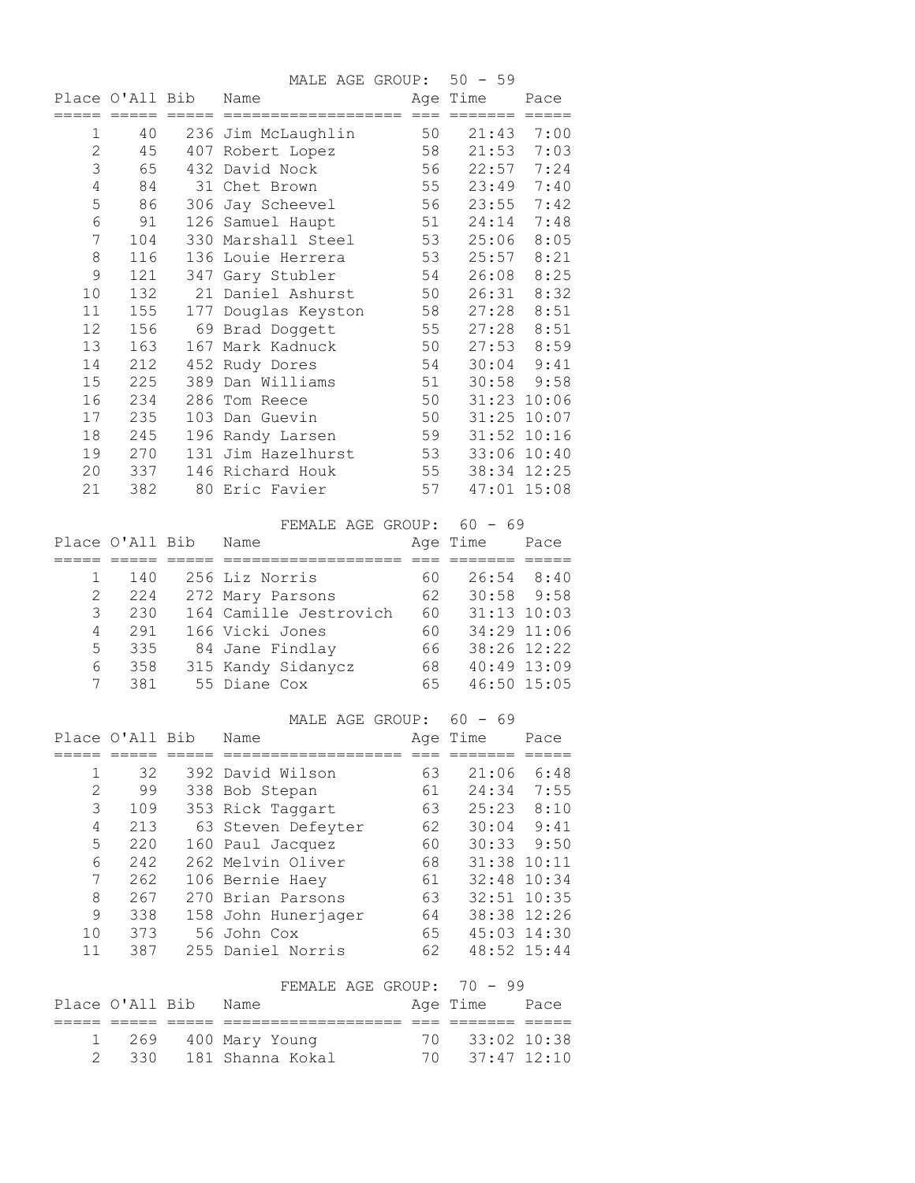### MALE AGE GROUP: 50 - 59

| Place | O'All | Bib | Name | Age | Time | Pace |
|---|---|---|---|---|---|---|
| 1 | 40 | 236 | Jim McLaughlin | 50 | 21:43 | 7:00 |
| 2 | 45 | 407 | Robert Lopez | 58 | 21:53 | 7:03 |
| 3 | 65 | 432 | David Nock | 56 | 22:57 | 7:24 |
| 4 | 84 | 31 | Chet Brown | 55 | 23:49 | 7:40 |
| 5 | 86 | 306 | Jay Scheevel | 56 | 23:55 | 7:42 |
| 6 | 91 | 126 | Samuel Haupt | 51 | 24:14 | 7:48 |
| 7 | 104 | 330 | Marshall Steel | 53 | 25:06 | 8:05 |
| 8 | 116 | 136 | Louie Herrera | 53 | 25:57 | 8:21 |
| 9 | 121 | 347 | Gary Stubler | 54 | 26:08 | 8:25 |
| 10 | 132 | 21 | Daniel Ashurst | 50 | 26:31 | 8:32 |
| 11 | 155 | 177 | Douglas Keyston | 58 | 27:28 | 8:51 |
| 12 | 156 | 69 | Brad Doggett | 55 | 27:28 | 8:51 |
| 13 | 163 | 167 | Mark Kadnuck | 50 | 27:53 | 8:59 |
| 14 | 212 | 452 | Rudy Dores | 54 | 30:04 | 9:41 |
| 15 | 225 | 389 | Dan Williams | 51 | 30:58 | 9:58 |
| 16 | 234 | 286 | Tom Reece | 50 | 31:23 | 10:06 |
| 17 | 235 | 103 | Dan Guevin | 50 | 31:25 | 10:07 |
| 18 | 245 | 196 | Randy Larsen | 59 | 31:52 | 10:16 |
| 19 | 270 | 131 | Jim Hazelhurst | 53 | 33:06 | 10:40 |
| 20 | 337 | 146 | Richard Houk | 55 | 38:34 | 12:25 |
| 21 | 382 | 80 | Eric Favier | 57 | 47:01 | 15:08 |

### FEMALE AGE GROUP: 60 - 69

| Place | O'All | Bib | Name | Age | Time | Pace |
|---|---|---|---|---|---|---|
| 1 | 140 | 256 | Liz Norris | 60 | 26:54 | 8:40 |
| 2 | 224 | 272 | Mary Parsons | 62 | 30:58 | 9:58 |
| 3 | 230 | 164 | Camille Jestrovich | 60 | 31:13 | 10:03 |
| 4 | 291 | 166 | Vicki Jones | 60 | 34:29 | 11:06 |
| 5 | 335 | 84 | Jane Findlay | 66 | 38:26 | 12:22 |
| 6 | 358 | 315 | Kandy Sidanycz | 68 | 40:49 | 13:09 |
| 7 | 381 | 55 | Diane Cox | 65 | 46:50 | 15:05 |

### MALE AGE GROUP: 60 - 69

| Place | O'All | Bib | Name | Age | Time | Pace |
|---|---|---|---|---|---|---|
| 1 | 32 | 392 | David Wilson | 63 | 21:06 | 6:48 |
| 2 | 99 | 338 | Bob Stepan | 61 | 24:34 | 7:55 |
| 3 | 109 | 353 | Rick Taggart | 63 | 25:23 | 8:10 |
| 4 | 213 | 63 | Steven Defeyter | 62 | 30:04 | 9:41 |
| 5 | 220 | 160 | Paul Jacquez | 60 | 30:33 | 9:50 |
| 6 | 242 | 262 | Melvin Oliver | 68 | 31:38 | 10:11 |
| 7 | 262 | 106 | Bernie Haey | 61 | 32:48 | 10:34 |
| 8 | 267 | 270 | Brian Parsons | 63 | 32:51 | 10:35 |
| 9 | 338 | 158 | John Hunerjager | 64 | 38:38 | 12:26 |
| 10 | 373 | 56 | John Cox | 65 | 45:03 | 14:30 |
| 11 | 387 | 255 | Daniel Norris | 62 | 48:52 | 15:44 |

### FEMALE AGE GROUP: 70 - 99

| Place | O'All | Bib | Name | Age | Time | Pace |
|---|---|---|---|---|---|---|
| 1 | 269 | 400 | Mary Young | 70 | 33:02 | 10:38 |
| 2 | 330 | 181 | Shanna Kokal | 70 | 37:47 | 12:10 |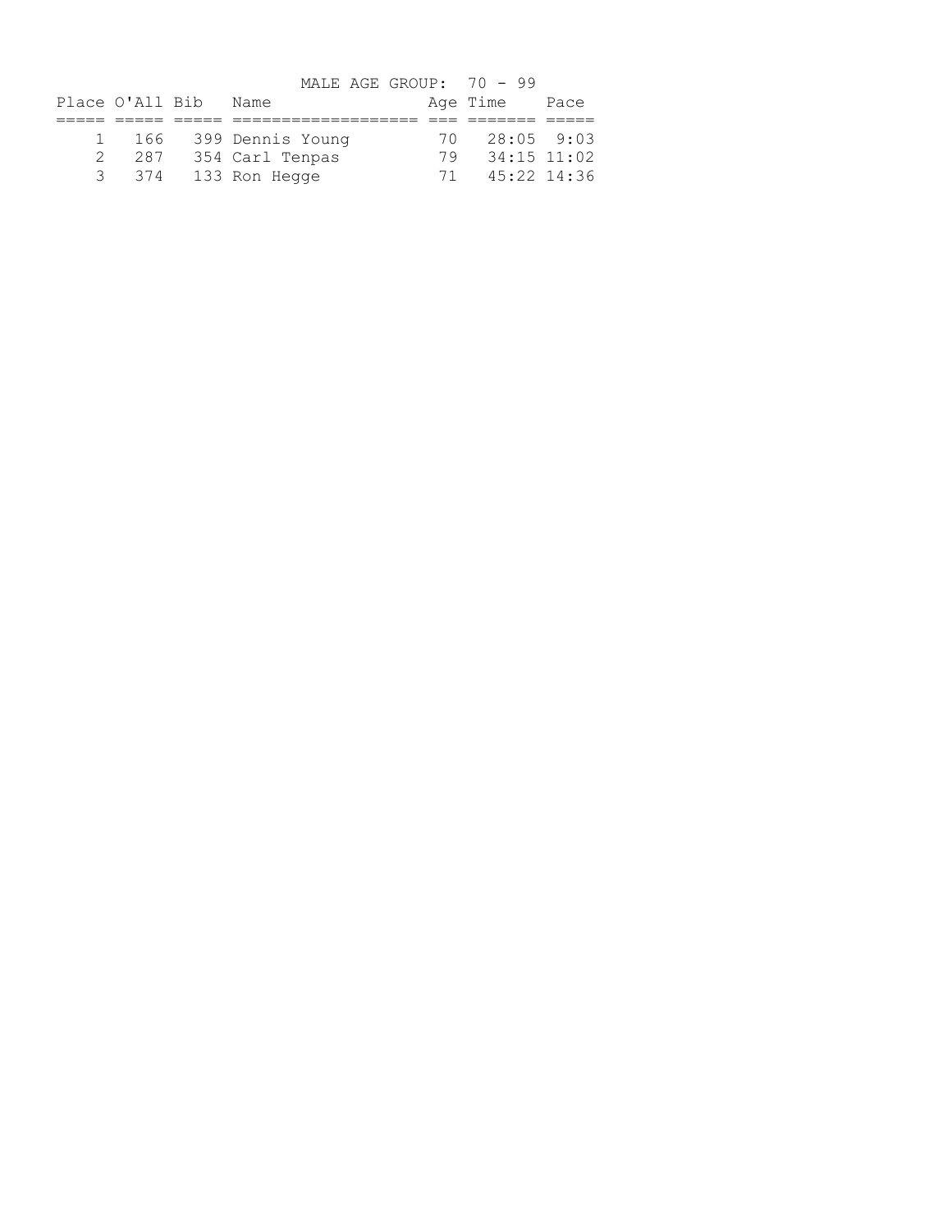MALE AGE GROUP: 70 - 99

| Place | O'All | Bib | Name | Age | Time | Pace |
|---|---|---|---|---|---|---|
| 1 | 166 | 399 | Dennis Young | 70 | 28:05 | 9:03 |
| 2 | 287 | 354 | Carl Tenpas | 79 | 34:15 | 11:02 |
| 3 | 374 | 133 | Ron Hegge | 71 | 45:22 | 14:36 |